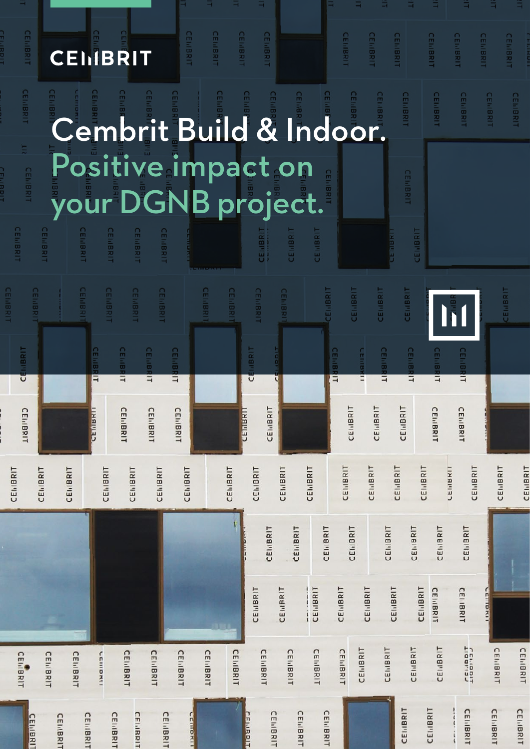CEMBRIT

# Cembrit Build & Indoor.

## Positive impact on your DGNB project.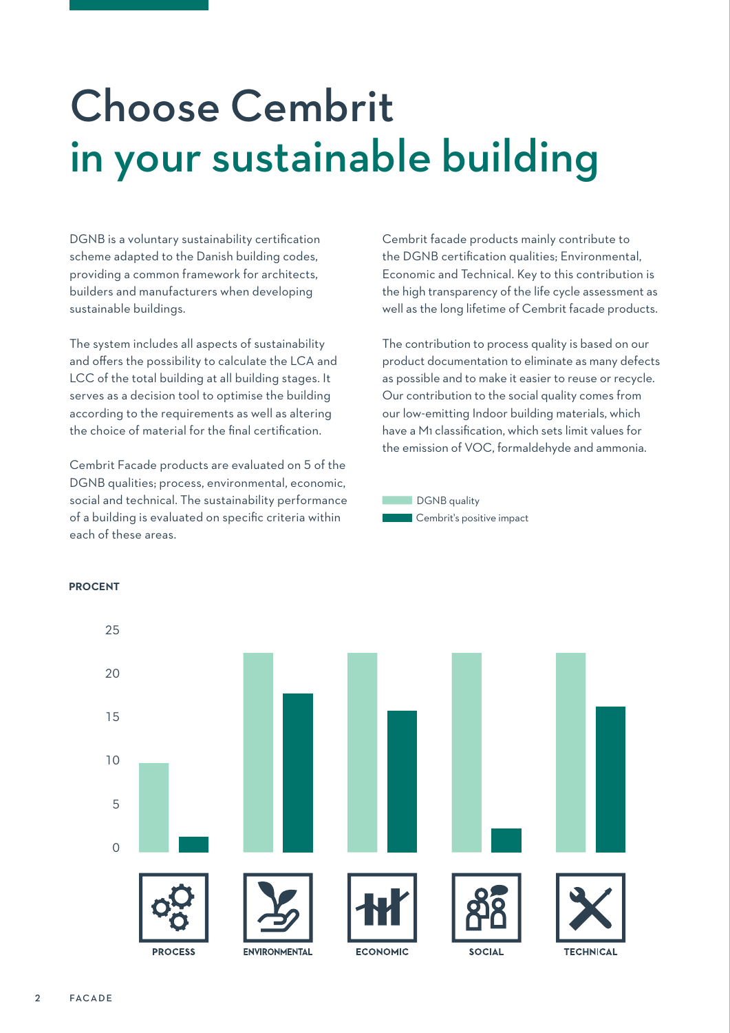# Choose Cembrit
## in your sustainable building

DGNB is a voluntary sustainability certification scheme adapted to the Danish building codes, providing a common framework for architects, builders and manufacturers when developing sustainable buildings.

The system includes all aspects of sustainability and offers the possibility to calculate the LCA and LCC of the total building at all building stages. It serves as a decision tool to optimise the building according to the requirements as well as altering the choice of material for the final certification.

Cembrit Facade products are evaluated on 5 of the DGNB qualities; process, environmental, economic, social and technical. The sustainability performance of a building is evaluated on specific criteria within each of these areas.

Cembrit facade products mainly contribute to the DGNB certification qualities; Environmental, Economic and Technical. Key to this contribution is the high transparency of the life cycle assessment as well as the long lifetime of Cembrit facade products.

The contribution to process quality is based on our product documentation to eliminate as many defects as possible and to make it easier to reuse or recycle. Our contribution to the social quality comes from our low-emitting Indoor building materials, which have a M1 classification, which sets limit values for the emission of VOC, formaldehyde and ammonia.

DGNB quality
Cembrit's positive impact

PROCENT

25
20
15
10
5
0

PROCESS
ENVIRONMENTAL
ECONOMIC
SOCIAL
TECHNICAL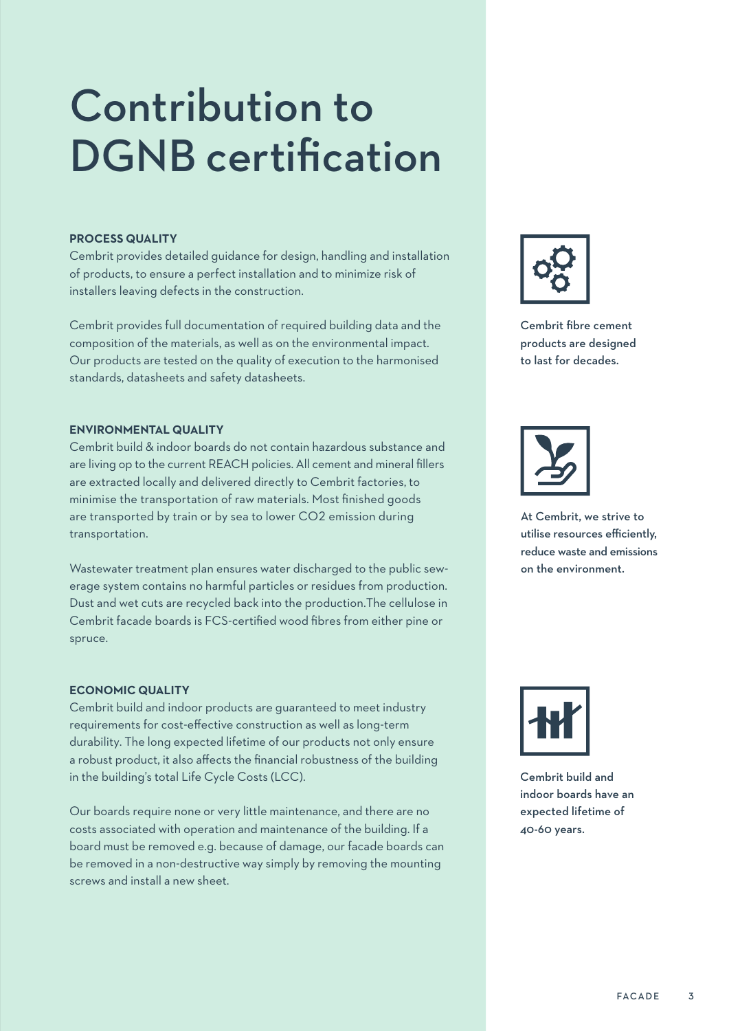# Contribution to DGNB certification

**PROCESS QUALITY**

Cembrit provides detailed guidance for design, handling and installation of products, to ensure a perfect installation and to minimize risk of installers leaving defects in the construction.

Cembrit provides full documentation of required building data and the composition of the materials, as well as on the environmental impact. Our products are tested on the quality of execution to the harmonised standards, datasheets and safety datasheets.

**ENVIRONMENTAL QUALITY**

Cembrit build & indoor boards do not contain hazardous substance and are living op to the current REACH policies. All cement and mineral fillers are extracted locally and delivered directly to Cembrit factories, to minimise the transportation of raw materials. Most finished goods are transported by train or by sea to lower CO2 emission during transportation.

Wastewater treatment plan ensures water discharged to the public sewerage system contains no harmful particles or residues from production. Dust and wet cuts are recycled back into the production.The cellulose in Cembrit facade boards is FCS-certified wood fibres from either pine or spruce.

**ECONOMIC QUALITY**

Cembrit build and indoor products are guaranteed to meet industry requirements for cost-effective construction as well as long-term durability. The long expected lifetime of our products not only ensure a robust product, it also affects the financial robustness of the building in the building's total Life Cycle Costs (LCC).

Our boards require none or very little maintenance, and there are no costs associated with operation and maintenance of the building. If a board must be removed e.g. because of damage, our facade boards can be removed in a non-destructive way simply by removing the mounting screws and install a new sheet.

**Cembrit fibre cement products are designed to last for decades.**

**At Cembrit, we strive to utilise resources efficiently, reduce waste and emissions on the environment.**

**Cembrit build and indoor boards have an expected lifetime of 40-60 years.**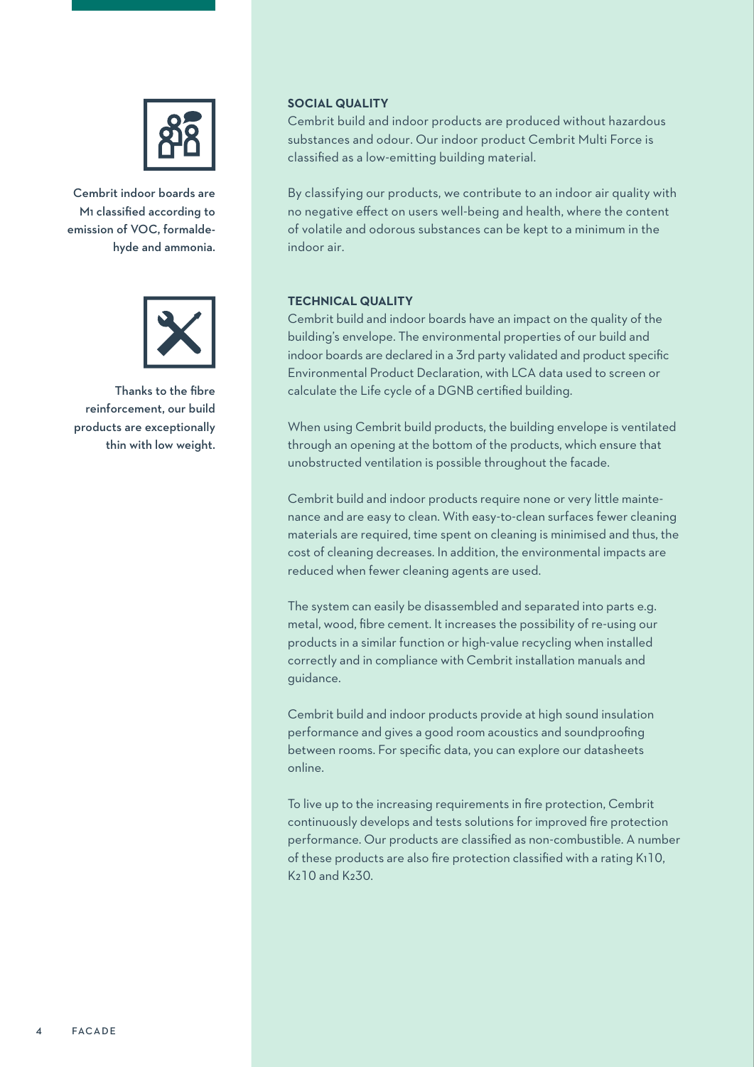Cembrit indoor boards are M1 classified according to emission of VOC, formaldehyde and ammonia.

Thanks to the fibre reinforcement, our build products are exceptionally thin with low weight.

**SOCIAL QUALITY**

Cembrit build and indoor products are produced without hazardous substances and odour. Our indoor product Cembrit Multi Force is classified as a low-emitting building material.

By classifying our products, we contribute to an indoor air quality with no negative effect on users well-being and health, where the content of volatile and odorous substances can be kept to a minimum in the indoor air.

**TECHNICAL QUALITY**

Cembrit build and indoor boards have an impact on the quality of the building's envelope. The environmental properties of our build and indoor boards are declared in a 3rd party validated and product specific Environmental Product Declaration, with LCA data used to screen or calculate the Life cycle of a DGNB certified building.

When using Cembrit build products, the building envelope is ventilated through an opening at the bottom of the products, which ensure that unobstructed ventilation is possible throughout the facade.

Cembrit build and indoor products require none or very little maintenance and are easy to clean. With easy-to-clean surfaces fewer cleaning materials are required, time spent on cleaning is minimised and thus, the cost of cleaning decreases. In addition, the environmental impacts are reduced when fewer cleaning agents are used.

The system can easily be disassembled and separated into parts e.g. metal, wood, fibre cement. It increases the possibility of re-using our products in a similar function or high-value recycling when installed correctly and in compliance with Cembrit installation manuals and guidance.

Cembrit build and indoor products provide at high sound insulation performance and gives a good room acoustics and soundproofing between rooms. For specific data, you can explore our datasheets online.

To live up to the increasing requirements in fire protection, Cembrit continuously develops and tests solutions for improved fire protection performance. Our products are classified as non-combustible. A number of these products are also fire protection classified with a rating K110, K210 and K230.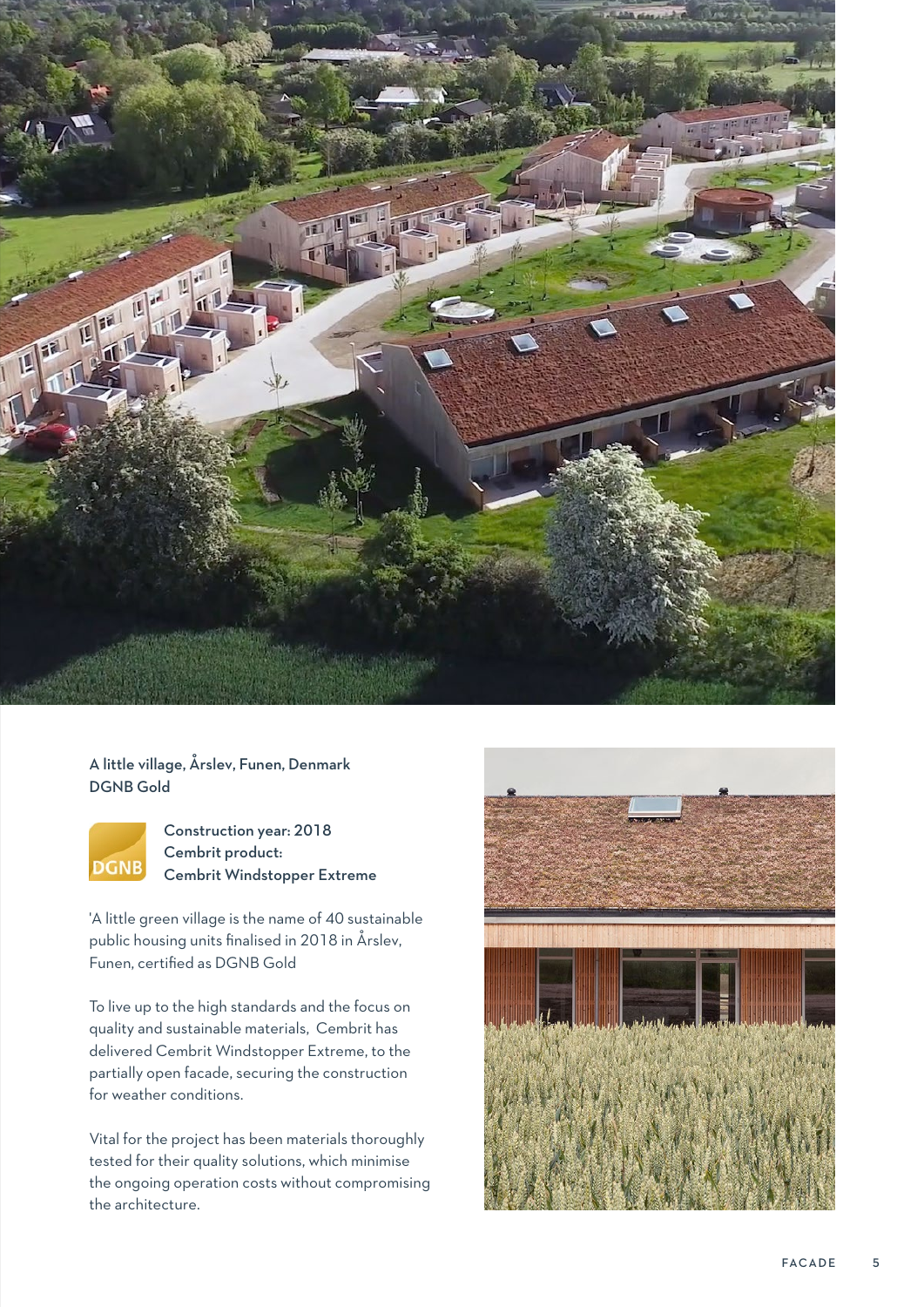**A little village, Årslev, Funen, Denmark**
**DGNB Gold**

DGNB

**Construction year: 2018**
**Cembrit product:**
**Cembrit Windstopper Extreme**

'A little green village is the name of 40 sustainable public housing units finalised in 2018 in Årslev, Funen, certified as DGNB Gold

To live up to the high standards and the focus on quality and sustainable materials, Cembrit has delivered Cembrit Windstopper Extreme, to the partially open facade, securing the construction for weather conditions.

Vital for the project has been materials thoroughly tested for their quality solutions, which minimise the ongoing operation costs without compromising the architecture.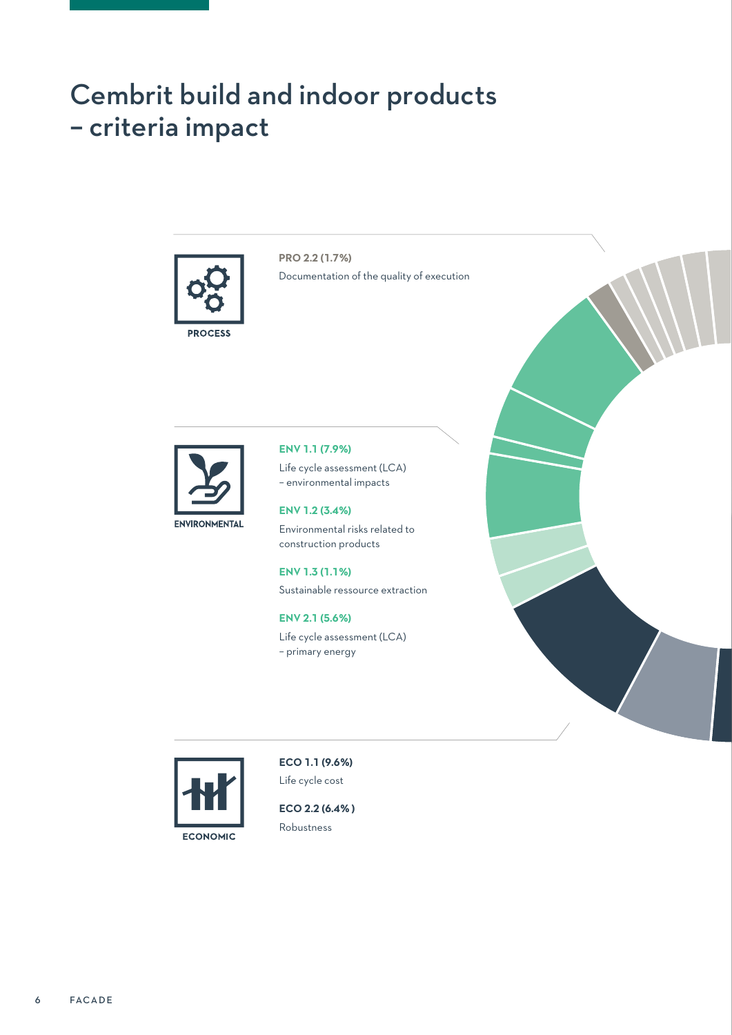# Cembrit build and indoor products – criteria impact

PROCESS

**PRO 2.2 (1.7%)**
Documentation of the quality of execution

ENVIRONMENTAL

**ENV 1.1 (7.9%)**
Life cycle assessment (LCA) – environmental impacts

**ENV 1.2 (3.4%)**
Environmental risks related to construction products

**ENV 1.3 (1.1%)**
Sustainable ressource extraction

**ENV 2.1 (5.6%)**
Life cycle assessment (LCA) – primary energy

ECONOMIC

**ECO 1.1 (9.6%)**
Life cycle cost

**ECO 2.2 (6.4%)**
Robustness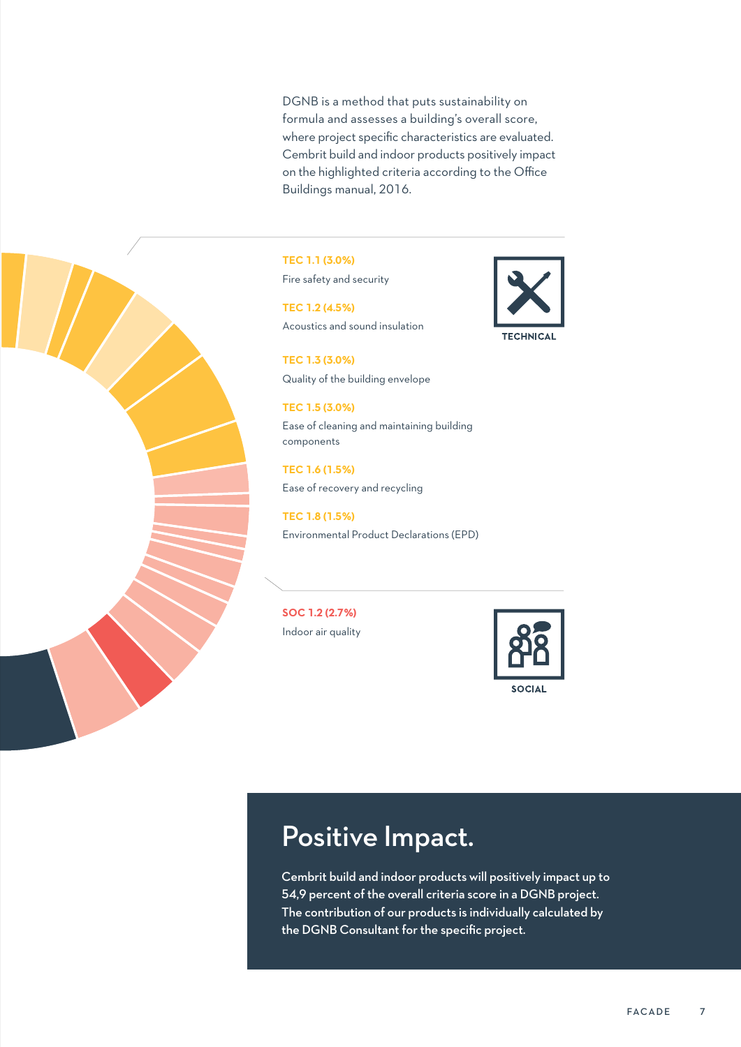DGNB is a method that puts sustainability on formula and assesses a building's overall score, where project specific characteristics are evaluated. Cembrit build and indoor products positively impact on the highlighted criteria according to the Office Buildings manual, 2016.

**TEC 1.1 (3.0%)**
Fire safety and security

**TEC 1.2 (4.5%)**
Acoustics and sound insulation

**TEC 1.3 (3.0%)**
Quality of the building envelope

**TEC 1.5 (3.0%)**
Ease of cleaning and maintaining building components

**TEC 1.6 (1.5%)**
Ease of recovery and recycling

**TEC 1.8 (1.5%)**
Environmental Product Declarations (EPD)

TECHNICAL

**SOC 1.2 (2.7%)**
Indoor air quality

SOCIAL

# Positive Impact.

**Cembrit build and indoor products will positively impact up to 54,9 percent of the overall criteria score in a DGNB project. The contribution of our products is individually calculated by the DGNB Consultant for the specific project.**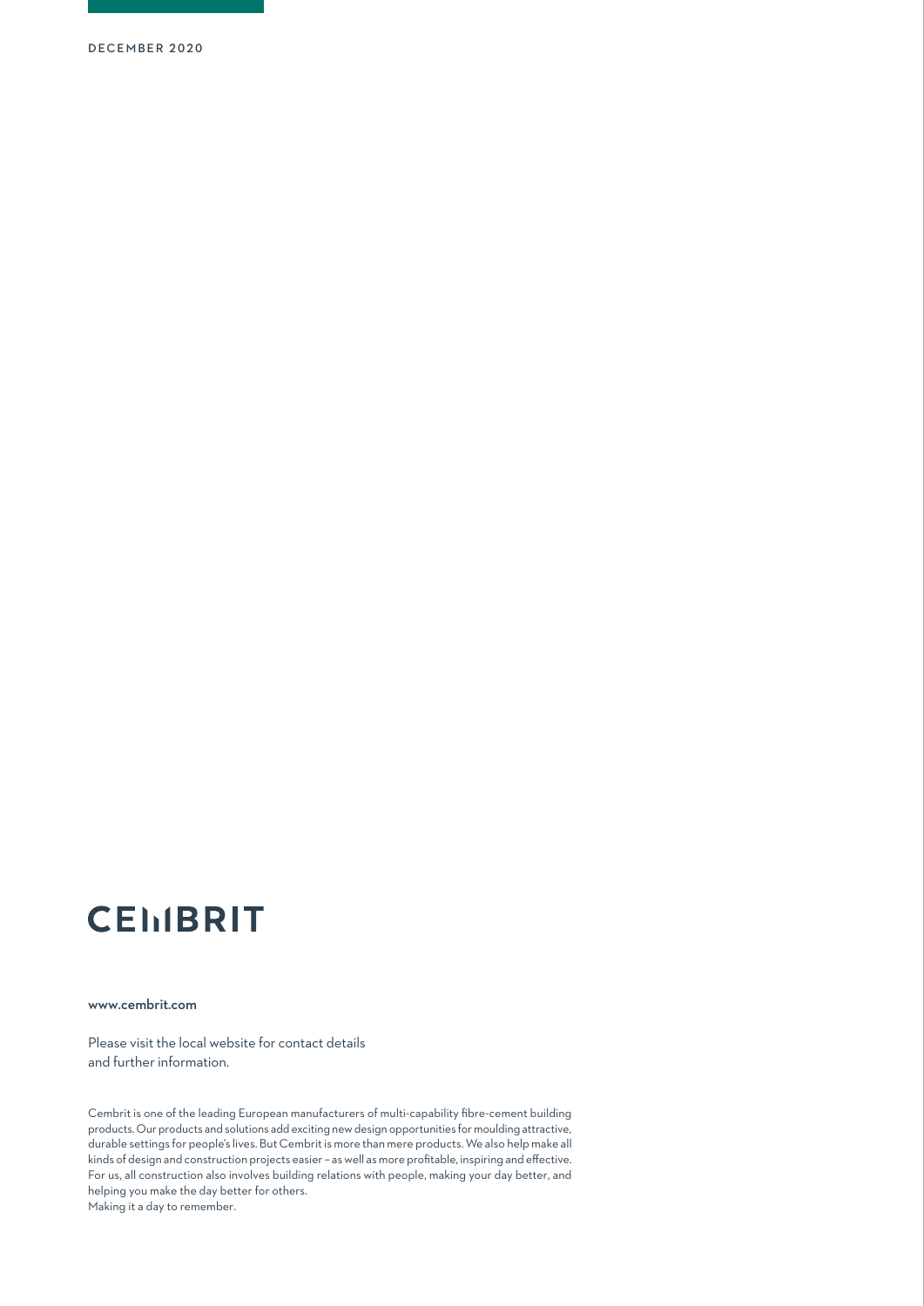DECEMBER 2020

# CEMBRIT

www.cembrit.com

Please visit the local website for contact details and further information.

Cembrit is one of the leading European manufacturers of multi-capability fibre-cement building products. Our products and solutions add exciting new design opportunities for moulding attractive, durable settings for people's lives. But Cembrit is more than mere products. We also help make all kinds of design and construction projects easier – as well as more profitable, inspiring and effective. For us, all construction also involves building relations with people, making your day better, and helping you make the day better for others.
Making it a day to remember.